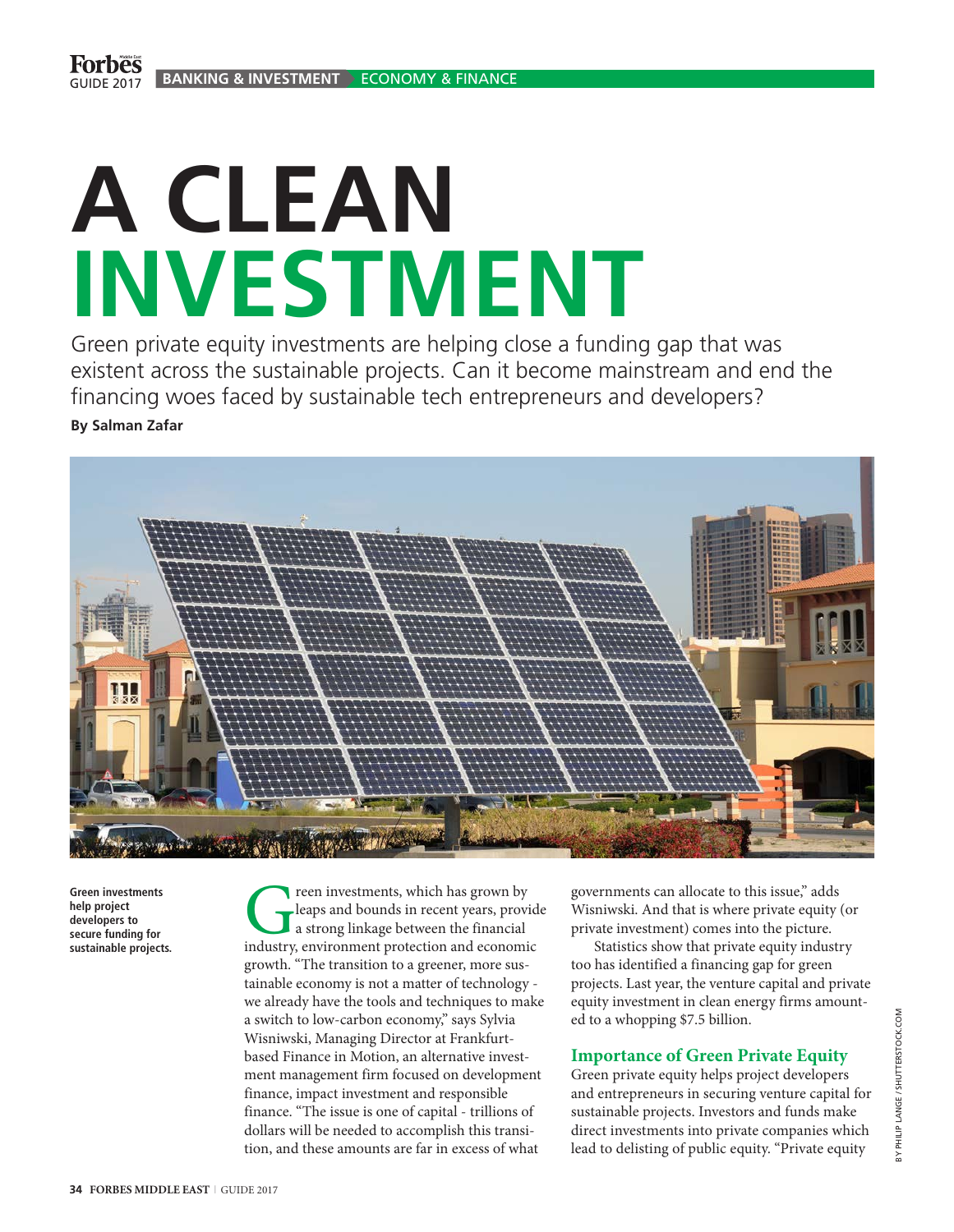# A CLEAN INVESTMENT

Green private equity investments are helping close a funding gap that was existent across the sustainable projects. Can it become mainstream and end the financing woes faced by sustainable tech entrepreneurs and developers?

**By Salman Zafar**

**Green investments help project developers to secure funding for sustainable projects.**

Green investments, which has grown by leaps and bounds in recent years, provide a strong linkage between the financial industry, environment protection and economic growth. "The transition to a greener, more sustainable economy is not a matter of technology - we already have the tools and techniques to make a switch to low-carbon economy," says Sylvia Wisniwski, Managing Director at Frankfurt-based Finance in Motion, an alternative investment management firm focused on development finance, impact investment and responsible finance. "The issue is one of capital - trillions of dollars will be needed to accomplish this transition, and these amounts are far in excess of what governments can allocate to this issue," adds Wisniwski. And that is where private equity (or private investment) comes into the picture.

Statistics show that private equity industry too has identified a financing gap for green projects. Last year, the venture capital and private equity investment in clean energy firms amounted to a whopping $7.5 billion.

## Importance of Green Private Equity

Green private equity helps project developers and entrepreneurs in securing venture capital for sustainable projects. Investors and funds make direct investments into private companies which lead to delisting of public equity. "Private equity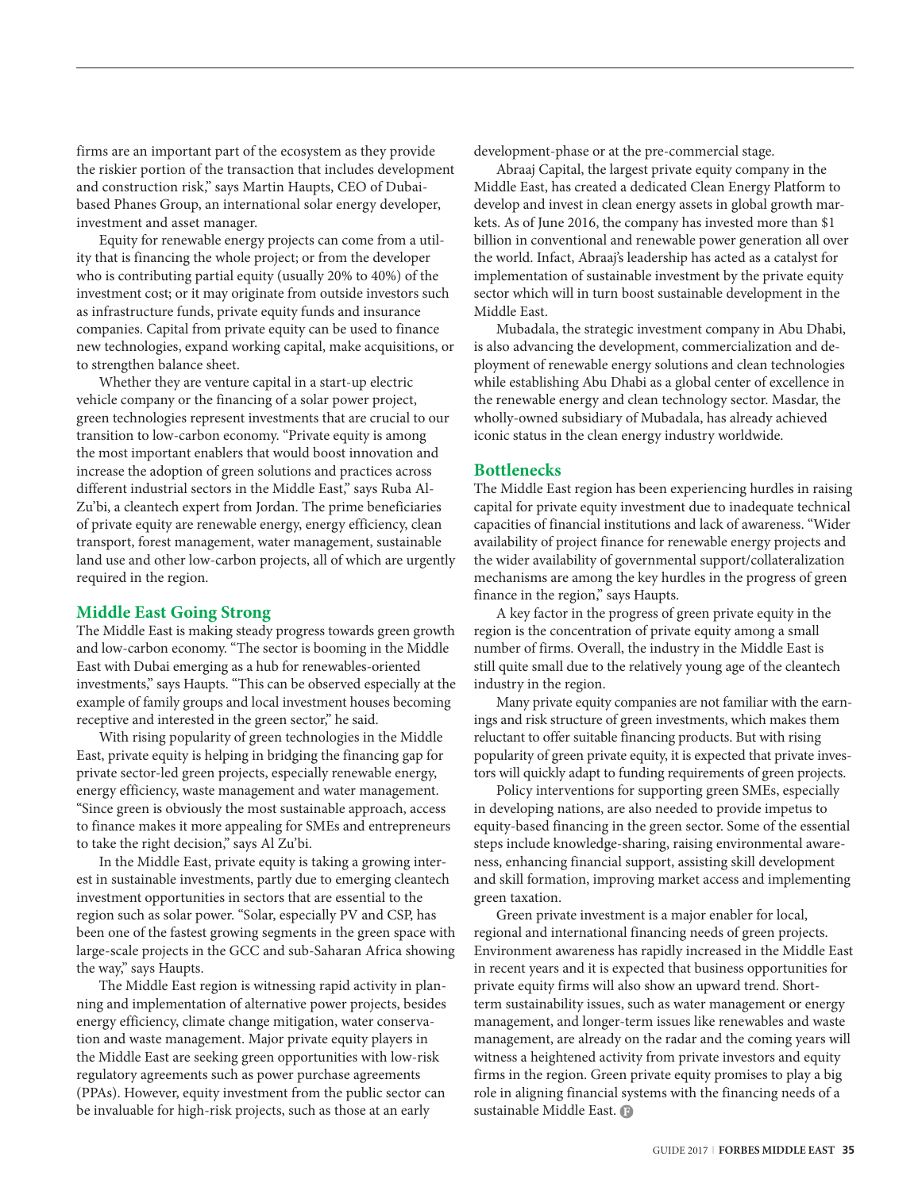firms are an important part of the ecosystem as they provide the riskier portion of the transaction that includes development and construction risk," says Martin Haupts, CEO of Dubai-based Phanes Group, an international solar energy developer, investment and asset manager.

Equity for renewable energy projects can come from a utility that is financing the whole project; or from the developer who is contributing partial equity (usually 20% to 40%) of the investment cost; or it may originate from outside investors such as infrastructure funds, private equity funds and insurance companies. Capital from private equity can be used to finance new technologies, expand working capital, make acquisitions, or to strengthen balance sheet.

Whether they are venture capital in a start-up electric vehicle company or the financing of a solar power project, green technologies represent investments that are crucial to our transition to low-carbon economy. "Private equity is among the most important enablers that would boost innovation and increase the adoption of green solutions and practices across different industrial sectors in the Middle East," says Ruba Al-Zu'bi, a cleantech expert from Jordan. The prime beneficiaries of private equity are renewable energy, energy efficiency, clean transport, forest management, water management, sustainable land use and other low-carbon projects, all of which are urgently required in the region.

## Middle East Going Strong

The Middle East is making steady progress towards green growth and low-carbon economy. "The sector is booming in the Middle East with Dubai emerging as a hub for renewables-oriented investments," says Haupts. "This can be observed especially at the example of family groups and local investment houses becoming receptive and interested in the green sector," he said.

With rising popularity of green technologies in the Middle East, private equity is helping in bridging the financing gap for private sector-led green projects, especially renewable energy, energy efficiency, waste management and water management. "Since green is obviously the most sustainable approach, access to finance makes it more appealing for SMEs and entrepreneurs to take the right decision," says Al Zu'bi.

In the Middle East, private equity is taking a growing interest in sustainable investments, partly due to emerging cleantech investment opportunities in sectors that are essential to the region such as solar power. "Solar, especially PV and CSP, has been one of the fastest growing segments in the green space with large-scale projects in the GCC and sub-Saharan Africa showing the way," says Haupts.

The Middle East region is witnessing rapid activity in planning and implementation of alternative power projects, besides energy efficiency, climate change mitigation, water conservation and waste management. Major private equity players in the Middle East are seeking green opportunities with low-risk regulatory agreements such as power purchase agreements (PPAs). However, equity investment from the public sector can be invaluable for high-risk projects, such as those at an early development-phase or at the pre-commercial stage.

Abraaj Capital, the largest private equity company in the Middle East, has created a dedicated Clean Energy Platform to develop and invest in clean energy assets in global growth markets. As of June 2016, the company has invested more than $1 billion in conventional and renewable power generation all over the world. Infact, Abraaj's leadership has acted as a catalyst for implementation of sustainable investment by the private equity sector which will in turn boost sustainable development in the Middle East.

Mubadala, the strategic investment company in Abu Dhabi, is also advancing the development, commercialization and deployment of renewable energy solutions and clean technologies while establishing Abu Dhabi as a global center of excellence in the renewable energy and clean technology sector. Masdar, the wholly-owned subsidiary of Mubadala, has already achieved iconic status in the clean energy industry worldwide.

## Bottlenecks

The Middle East region has been experiencing hurdles in raising capital for private equity investment due to inadequate technical capacities of financial institutions and lack of awareness. "Wider availability of project finance for renewable energy projects and the wider availability of governmental support/collateralization mechanisms are among the key hurdles in the progress of green finance in the region," says Haupts.

A key factor in the progress of green private equity in the region is the concentration of private equity among a small number of firms. Overall, the industry in the Middle East is still quite small due to the relatively young age of the cleantech industry in the region.

Many private equity companies are not familiar with the earnings and risk structure of green investments, which makes them reluctant to offer suitable financing products. But with rising popularity of green private equity, it is expected that private investors will quickly adapt to funding requirements of green projects.

Policy interventions for supporting green SMEs, especially in developing nations, are also needed to provide impetus to equity-based financing in the green sector. Some of the essential steps include knowledge-sharing, raising environmental awareness, enhancing financial support, assisting skill development and skill formation, improving market access and implementing green taxation.

Green private investment is a major enabler for local, regional and international financing needs of green projects. Environment awareness has rapidly increased in the Middle East in recent years and it is expected that business opportunities for private equity firms will also show an upward trend. Short-term sustainability issues, such as water management or energy management, and longer-term issues like renewables and waste management, are already on the radar and the coming years will witness a heightened activity from private investors and equity firms in the region. Green private equity promises to play a big role in aligning financial systems with the financing needs of a sustainable Middle East.